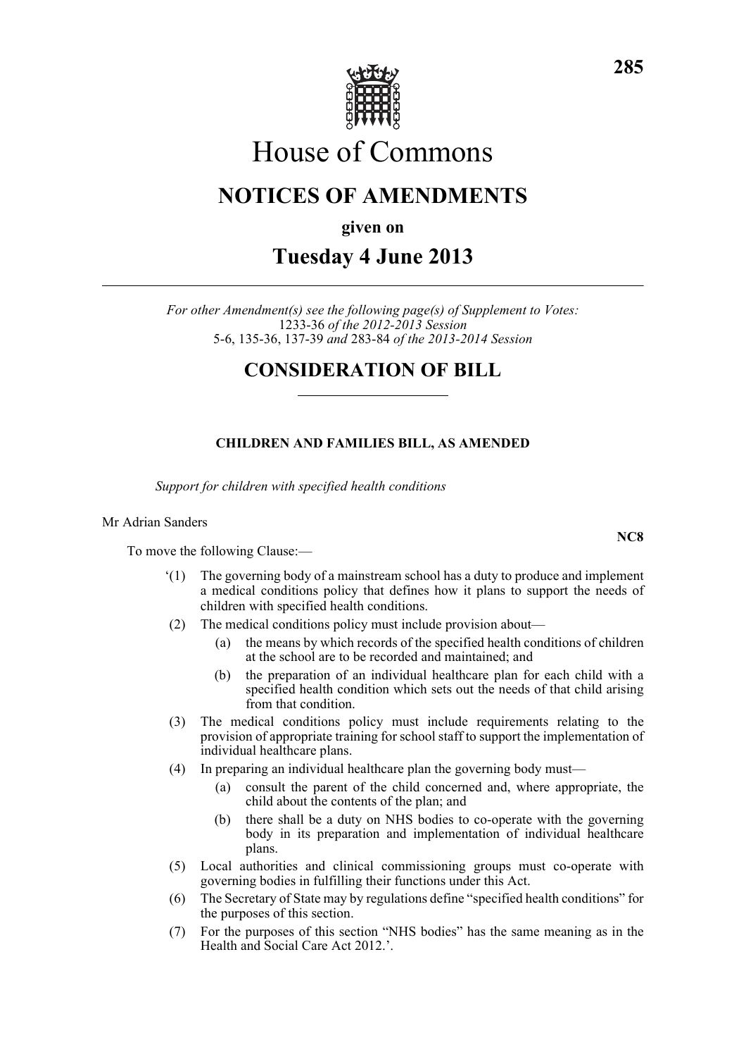# House of Commons

## NOTICES OF AMENDMENTS

**given on**

## Tuesday 4 June 2013

---

*For other Amendment(s) see the following page(s) of Supplement to Votes:*
1233-36 *of the 2012-2013 Session*
5-6, 135-36, 137-39 *and* 283-84 *of the 2013-2014 Session*

## CONSIDERATION OF BILL

---

### CHILDREN AND FAMILIES BILL, AS AMENDED

*Support for children with specified health conditions*

Mr Adrian Sanders

**NC8**

To move the following Clause:—

'(1) The governing body of a mainstream school has a duty to produce and implement a medical conditions policy that defines how it plans to support the needs of children with specified health conditions.

(2) The medical conditions policy must include provision about—

(a) the means by which records of the specified health conditions of children at the school are to be recorded and maintained; and

(b) the preparation of an individual healthcare plan for each child with a specified health condition which sets out the needs of that child arising from that condition.

(3) The medical conditions policy must include requirements relating to the provision of appropriate training for school staff to support the implementation of individual healthcare plans.

(4) In preparing an individual healthcare plan the governing body must—

(a) consult the parent of the child concerned and, where appropriate, the child about the contents of the plan; and

(b) there shall be a duty on NHS bodies to co-operate with the governing body in its preparation and implementation of individual healthcare plans.

(5) Local authorities and clinical commissioning groups must co-operate with governing bodies in fulfilling their functions under this Act.

(6) The Secretary of State may by regulations define "specified health conditions" for the purposes of this section.

(7) For the purposes of this section "NHS bodies" has the same meaning as in the Health and Social Care Act 2012.'.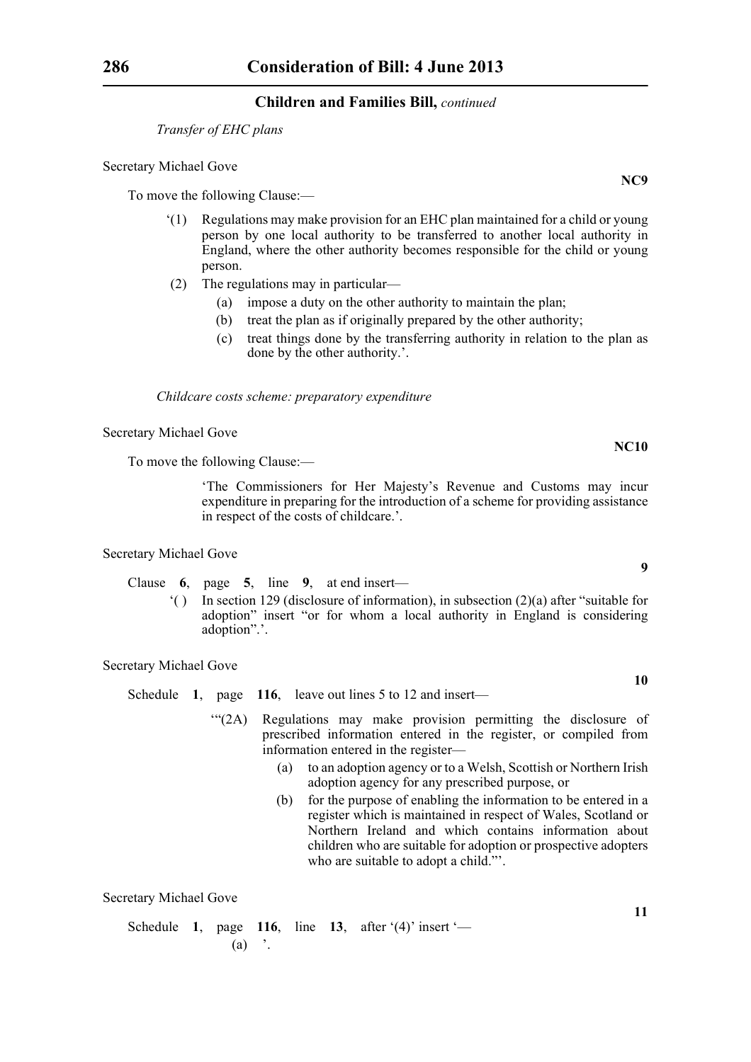*Transfer of EHC plans*

Secretary Michael Gove

**NC9**

To move the following Clause:—

'(1) Regulations may make provision for an EHC plan maintained for a child or young person by one local authority to be transferred to another local authority in England, where the other authority becomes responsible for the child or young person.

(2) The regulations may in particular—

(a) impose a duty on the other authority to maintain the plan;

(b) treat the plan as if originally prepared by the other authority;

(c) treat things done by the transferring authority in relation to the plan as done by the other authority.'.

*Childcare costs scheme: preparatory expenditure*

Secretary Michael Gove

**NC10**

To move the following Clause:—

'The Commissioners for Her Majesty's Revenue and Customs may incur expenditure in preparing for the introduction of a scheme for providing assistance in respect of the costs of childcare.'.

Secretary Michael Gove

**9**

Clause **6**, page **5**, line **9**, at end insert—

'( ) In section 129 (disclosure of information), in subsection (2)(a) after "suitable for adoption" insert "or for whom a local authority in England is considering adoption".'.

Secretary Michael Gove

**10**

Schedule **1**, page **116**, leave out lines 5 to 12 and insert—

'"(2A) Regulations may make provision permitting the disclosure of prescribed information entered in the register, or compiled from information entered in the register—

(a) to an adoption agency or to a Welsh, Scottish or Northern Irish adoption agency for any prescribed purpose, or

(b) for the purpose of enabling the information to be entered in a register which is maintained in respect of Wales, Scotland or Northern Ireland and which contains information about children who are suitable for adoption or prospective adopters who are suitable to adopt a child."'.

Secretary Michael Gove

**11**

Schedule **1**, page **116**, line **13**, after '(4)' insert '—

(a) '.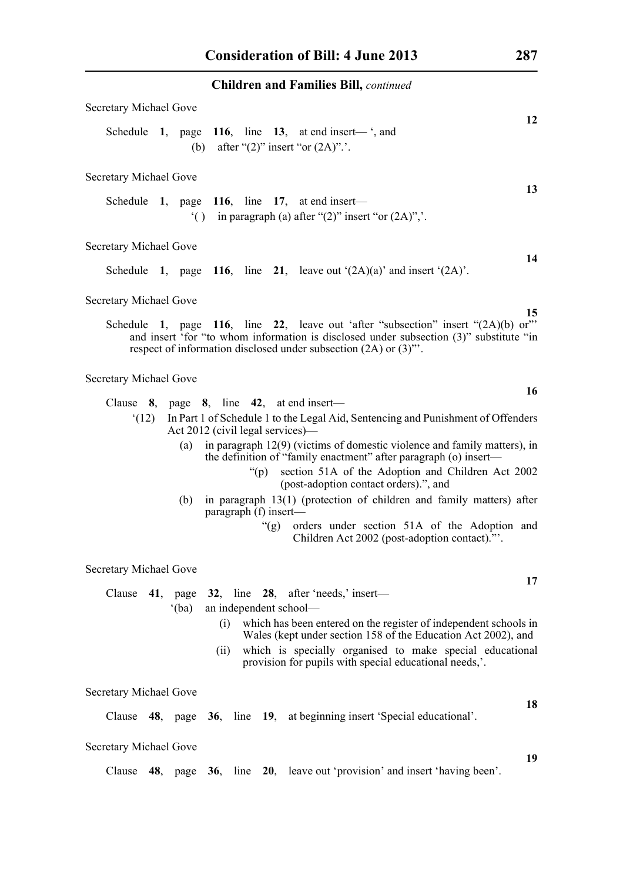Secretary Michael Gove

**12**

Schedule **1**, page **116**, line **13**, at end insert— ', and
(b) after "(2)" insert "or (2A)".'.

Secretary Michael Gove

**13**

Schedule **1**, page **116**, line **17**, at end insert—
'( ) in paragraph (a) after "(2)" insert "or (2A)",'.

Secretary Michael Gove

**14**

Schedule **1**, page **116**, line **21**, leave out '(2A)(a)' and insert '(2A)'.

Secretary Michael Gove

**15**

Schedule **1**, page **116**, line **22**, leave out 'after "subsection" insert "(2A)(b) or"' and insert 'for "to whom information is disclosed under subsection (3)" substitute "in respect of information disclosed under subsection (2A) or (3)"'.

Secretary Michael Gove

**16**

Clause **8**, page **8**, line **42**, at end insert—

'(12) In Part 1 of Schedule 1 to the Legal Aid, Sentencing and Punishment of Offenders Act 2012 (civil legal services)—

(a) in paragraph 12(9) (victims of domestic violence and family matters), in the definition of "family enactment" after paragraph (o) insert—

"(p) section 51A of the Adoption and Children Act 2002 (post-adoption contact orders).", and

(b) in paragraph 13(1) (protection of children and family matters) after paragraph (f) insert—

"(g) orders under section 51A of the Adoption and Children Act 2002 (post-adoption contact)."'.

Secretary Michael Gove

**17**

Clause **41**, page **32**, line **28**, after 'needs,' insert—

'(ba) an independent school—

(i) which has been entered on the register of independent schools in Wales (kept under section 158 of the Education Act 2002), and

(ii) which is specially organised to make special educational provision for pupils with special educational needs,'.

Secretary Michael Gove

**18**

Clause **48**, page **36**, line **19**, at beginning insert 'Special educational'.

Secretary Michael Gove

**19**

Clause **48**, page **36**, line **20**, leave out 'provision' and insert 'having been'.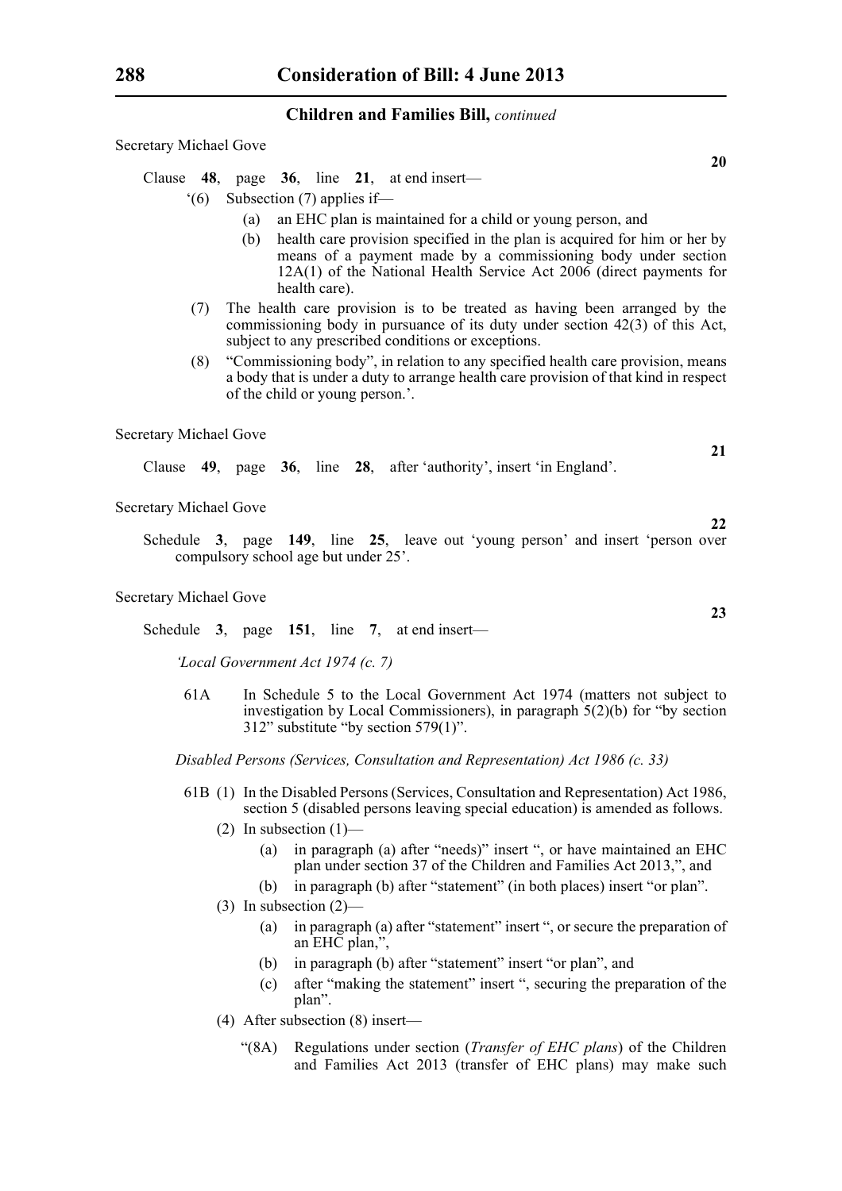Secretary Michael Gove

**20**

Clause **48**, page **36**, line **21**, at end insert—

'(6) Subsection (7) applies if—

(a) an EHC plan is maintained for a child or young person, and

(b) health care provision specified in the plan is acquired for him or her by means of a payment made by a commissioning body under section 12A(1) of the National Health Service Act 2006 (direct payments for health care).

(7) The health care provision is to be treated as having been arranged by the commissioning body in pursuance of its duty under section 42(3) of this Act, subject to any prescribed conditions or exceptions.

(8) "Commissioning body", in relation to any specified health care provision, means a body that is under a duty to arrange health care provision of that kind in respect of the child or young person.'.

Secretary Michael Gove

**21**

Clause **49**, page **36**, line **28**, after 'authority', insert 'in England'.

Secretary Michael Gove

**22**

Schedule **3**, page **149**, line **25**, leave out 'young person' and insert 'person over compulsory school age but under 25'.

Secretary Michael Gove

**23**

Schedule **3**, page **151**, line **7**, at end insert—

*'Local Government Act 1974 (c. 7)*

61A In Schedule 5 to the Local Government Act 1974 (matters not subject to investigation by Local Commissioners), in paragraph 5(2)(b) for "by section 312" substitute "by section 579(1)".

*Disabled Persons (Services, Consultation and Representation) Act 1986 (c. 33)*

61B (1) In the Disabled Persons (Services, Consultation and Representation) Act 1986, section 5 (disabled persons leaving special education) is amended as follows.

(2) In subsection (1)—

(a) in paragraph (a) after "needs)" insert ", or have maintained an EHC plan under section 37 of the Children and Families Act 2013,", and

(b) in paragraph (b) after "statement" (in both places) insert "or plan".

(3) In subsection (2)—

(a) in paragraph (a) after "statement" insert ", or secure the preparation of an EHC plan,",

(b) in paragraph (b) after "statement" insert "or plan", and

(c) after "making the statement" insert ", securing the preparation of the plan".

(4) After subsection (8) insert—

"(8A) Regulations under section (*Transfer of EHC plans*) of the Children and Families Act 2013 (transfer of EHC plans) may make such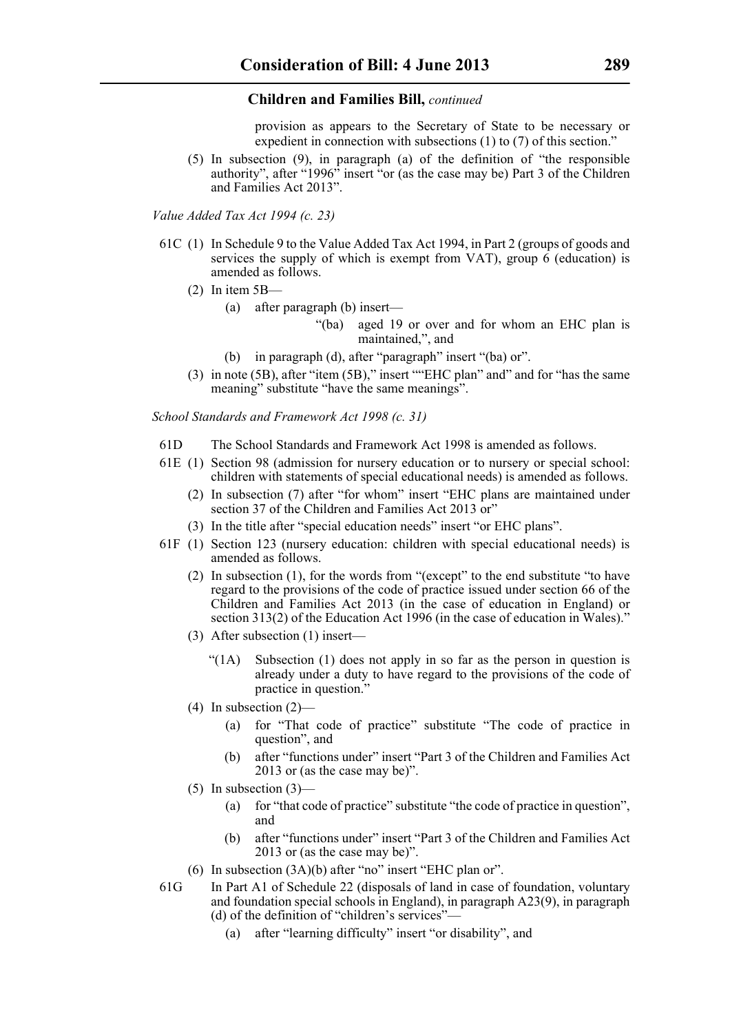provision as appears to the Secretary of State to be necessary or expedient in connection with subsections (1) to (7) of this section."

(5) In subsection (9), in paragraph (a) of the definition of "the responsible authority", after "1996" insert "or (as the case may be) Part 3 of the Children and Families Act 2013".

*Value Added Tax Act 1994 (c. 23)*

61C (1) In Schedule 9 to the Value Added Tax Act 1994, in Part 2 (groups of goods and services the supply of which is exempt from VAT), group 6 (education) is amended as follows.

(2) In item 5B—

(a) after paragraph (b) insert—

"(ba) aged 19 or over and for whom an EHC plan is maintained,", and

(b) in paragraph (d), after "paragraph" insert "(ba) or".

(3) in note (5B), after "item (5B)," insert ""EHC plan" and" and for "has the same meaning" substitute "have the same meanings".

*School Standards and Framework Act 1998 (c. 31)*

61D The School Standards and Framework Act 1998 is amended as follows.

61E (1) Section 98 (admission for nursery education or to nursery or special school: children with statements of special educational needs) is amended as follows.

(2) In subsection (7) after "for whom" insert "EHC plans are maintained under section 37 of the Children and Families Act 2013 or"

(3) In the title after "special education needs" insert "or EHC plans".

61F (1) Section 123 (nursery education: children with special educational needs) is amended as follows.

(2) In subsection (1), for the words from "(except" to the end substitute "to have regard to the provisions of the code of practice issued under section 66 of the Children and Families Act 2013 (in the case of education in England) or section 313(2) of the Education Act 1996 (in the case of education in Wales)."

(3) After subsection (1) insert—

"(1A) Subsection (1) does not apply in so far as the person in question is already under a duty to have regard to the provisions of the code of practice in question."

(4) In subsection (2)—

(a) for "That code of practice" substitute "The code of practice in question", and

(b) after "functions under" insert "Part 3 of the Children and Families Act 2013 or (as the case may be)".

(5) In subsection (3)—

(a) for "that code of practice" substitute "the code of practice in question", and

(b) after "functions under" insert "Part 3 of the Children and Families Act 2013 or (as the case may be)".

(6) In subsection (3A)(b) after "no" insert "EHC plan or".

61G In Part A1 of Schedule 22 (disposals of land in case of foundation, voluntary and foundation special schools in England), in paragraph A23(9), in paragraph (d) of the definition of "children's services"—

(a) after "learning difficulty" insert "or disability", and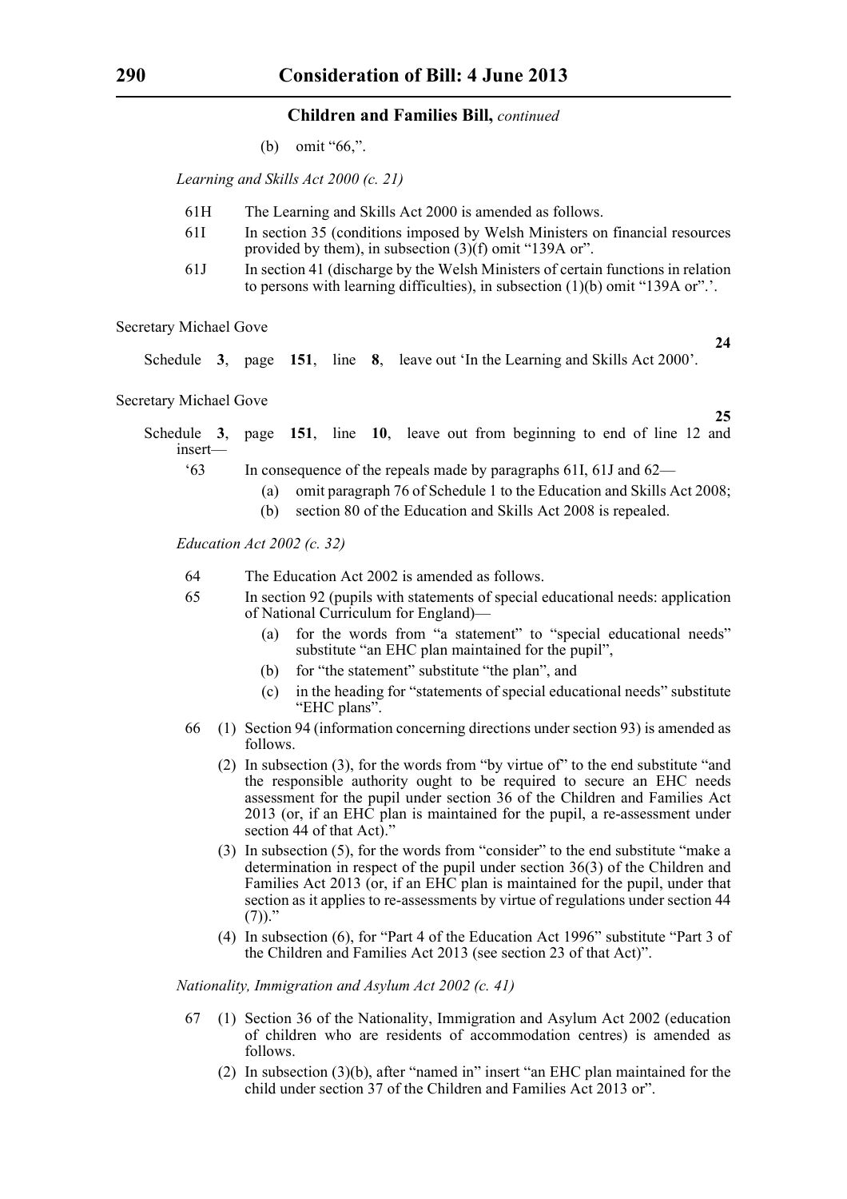(b) omit "66,".

*Learning and Skills Act 2000 (c. 21)*

61H The Learning and Skills Act 2000 is amended as follows.

61I In section 35 (conditions imposed by Welsh Ministers on financial resources provided by them), in subsection (3)(f) omit "139A or".

61J In section 41 (discharge by the Welsh Ministers of certain functions in relation to persons with learning difficulties), in subsection (1)(b) omit "139A or".'.

Secretary Michael Gove

**24**

Schedule **3**, page **151**, line **8**, leave out 'In the Learning and Skills Act 2000'.

Secretary Michael Gove

**25**

Schedule **3**, page **151**, line **10**, leave out from beginning to end of line 12 and insert—

'63 In consequence of the repeals made by paragraphs 61I, 61J and 62—

(a) omit paragraph 76 of Schedule 1 to the Education and Skills Act 2008;

(b) section 80 of the Education and Skills Act 2008 is repealed.

*Education Act 2002 (c. 32)*

64 The Education Act 2002 is amended as follows.

65 In section 92 (pupils with statements of special educational needs: application of National Curriculum for England)—

(a) for the words from "a statement" to "special educational needs" substitute "an EHC plan maintained for the pupil",

(b) for "the statement" substitute "the plan", and

(c) in the heading for "statements of special educational needs" substitute "EHC plans".

66 (1) Section 94 (information concerning directions under section 93) is amended as follows.

(2) In subsection (3), for the words from "by virtue of" to the end substitute "and the responsible authority ought to be required to secure an EHC needs assessment for the pupil under section 36 of the Children and Families Act 2013 (or, if an EHC plan is maintained for the pupil, a re-assessment under section 44 of that Act)."

(3) In subsection (5), for the words from "consider" to the end substitute "make a determination in respect of the pupil under section 36(3) of the Children and Families Act 2013 (or, if an EHC plan is maintained for the pupil, under that section as it applies to re-assessments by virtue of regulations under section 44 (7))."

(4) In subsection (6), for "Part 4 of the Education Act 1996" substitute "Part 3 of the Children and Families Act 2013 (see section 23 of that Act)".

*Nationality, Immigration and Asylum Act 2002 (c. 41)*

67 (1) Section 36 of the Nationality, Immigration and Asylum Act 2002 (education of children who are residents of accommodation centres) is amended as follows.

(2) In subsection (3)(b), after "named in" insert "an EHC plan maintained for the child under section 37 of the Children and Families Act 2013 or".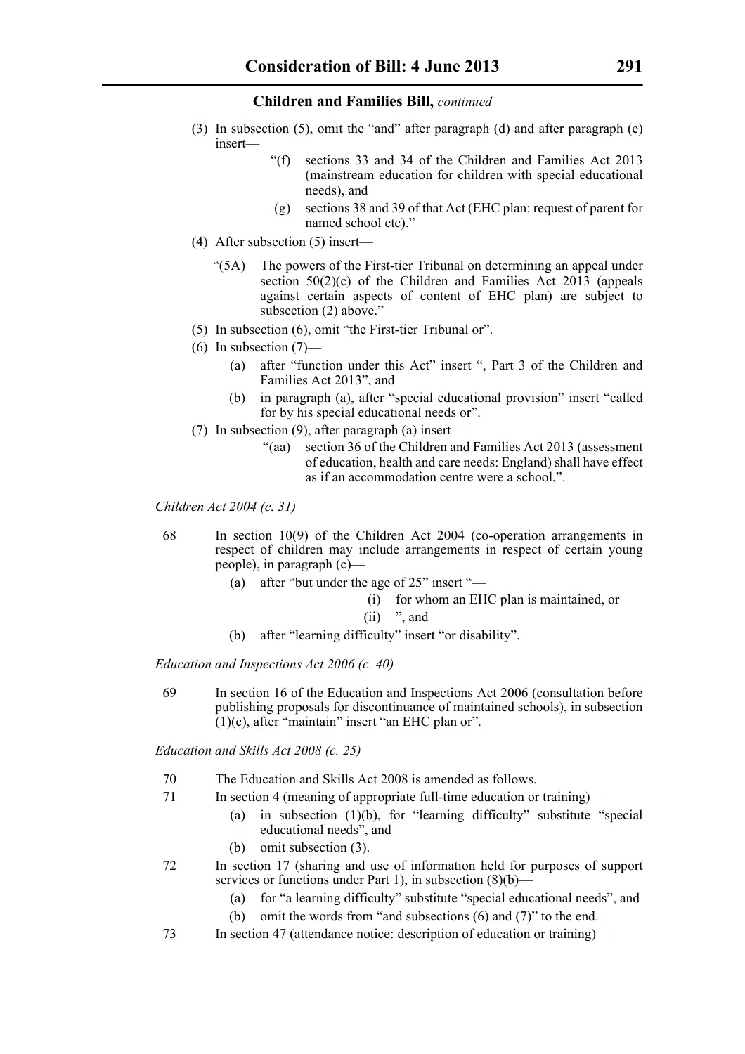(3) In subsection (5), omit the "and" after paragraph (d) and after paragraph (e) insert—

> "(f) sections 33 and 34 of the Children and Families Act 2013 (mainstream education for children with special educational needs), and
>
> (g) sections 38 and 39 of that Act (EHC plan: request of parent for named school etc)."

(4) After subsection (5) insert—

> "(5A) The powers of the First-tier Tribunal on determining an appeal under section 50(2)(c) of the Children and Families Act 2013 (appeals against certain aspects of content of EHC plan) are subject to subsection (2) above."

(5) In subsection (6), omit "the First-tier Tribunal or".

(6) In subsection (7)—

(a) after "function under this Act" insert ", Part 3 of the Children and Families Act 2013", and

(b) in paragraph (a), after "special educational provision" insert "called for by his special educational needs or".

(7) In subsection (9), after paragraph (a) insert—

> "(aa) section 36 of the Children and Families Act 2013 (assessment of education, health and care needs: England) shall have effect as if an accommodation centre were a school,".

*Children Act 2004 (c. 31)*

68 In section 10(9) of the Children Act 2004 (co-operation arrangements in respect of children may include arrangements in respect of certain young people), in paragraph (c)—

(a) after "but under the age of 25" insert "—

> (i) for whom an EHC plan is maintained, or
>
> (ii) ", and

(b) after "learning difficulty" insert "or disability".

*Education and Inspections Act 2006 (c. 40)*

69 In section 16 of the Education and Inspections Act 2006 (consultation before publishing proposals for discontinuance of maintained schools), in subsection (1)(c), after "maintain" insert "an EHC plan or".

*Education and Skills Act 2008 (c. 25)*

70 The Education and Skills Act 2008 is amended as follows.

71 In section 4 (meaning of appropriate full-time education or training)—

(a) in subsection (1)(b), for "learning difficulty" substitute "special educational needs", and

(b) omit subsection (3).

72 In section 17 (sharing and use of information held for purposes of support services or functions under Part 1), in subsection (8)(b)—

(a) for "a learning difficulty" substitute "special educational needs", and

(b) omit the words from "and subsections (6) and (7)" to the end.

73 In section 47 (attendance notice: description of education or training)—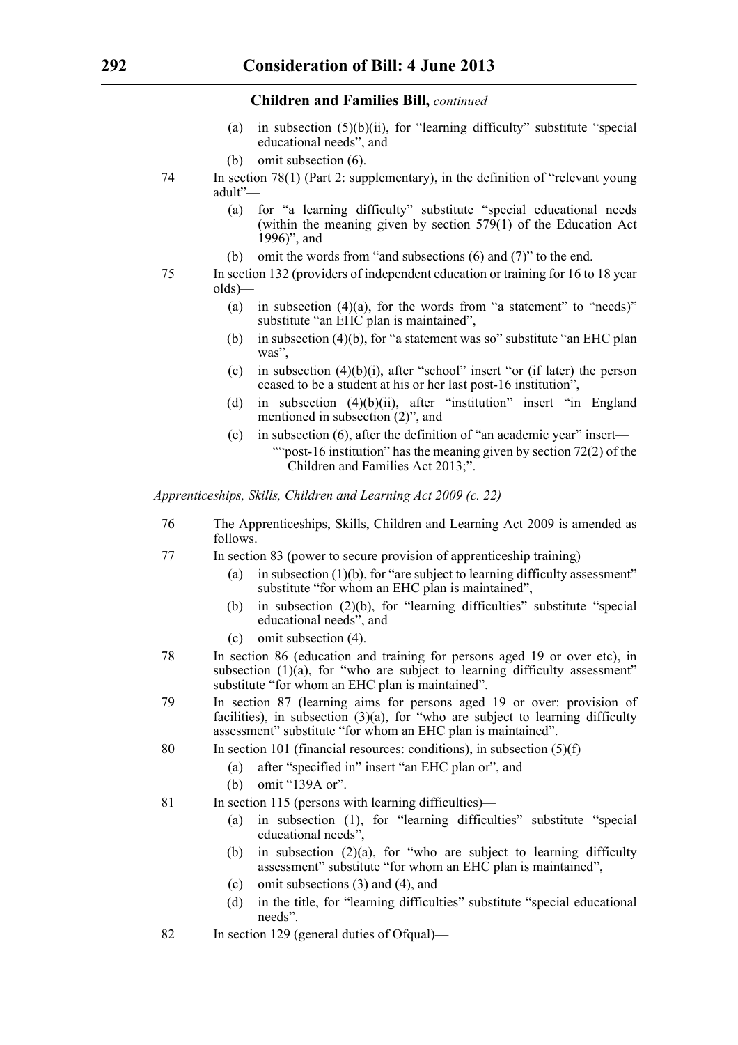(a) in subsection (5)(b)(ii), for "learning difficulty" substitute "special educational needs", and

(b) omit subsection (6).

74 In section 78(1) (Part 2: supplementary), in the definition of "relevant young adult"—

(a) for "a learning difficulty" substitute "special educational needs (within the meaning given by section 579(1) of the Education Act 1996)", and

(b) omit the words from "and subsections (6) and (7)" to the end.

75 In section 132 (providers of independent education or training for 16 to 18 year olds)—

(a) in subsection (4)(a), for the words from "a statement" to "needs)" substitute "an EHC plan is maintained",

(b) in subsection (4)(b), for "a statement was so" substitute "an EHC plan was",

(c) in subsection (4)(b)(i), after "school" insert "or (if later) the person ceased to be a student at his or her last post-16 institution",

(d) in subsection (4)(b)(ii), after "institution" insert "in England mentioned in subsection (2)", and

(e) in subsection (6), after the definition of "an academic year" insert—

""post-16 institution" has the meaning given by section 72(2) of the Children and Families Act 2013;".

*Apprenticeships, Skills, Children and Learning Act 2009 (c. 22)*

76 The Apprenticeships, Skills, Children and Learning Act 2009 is amended as follows.

77 In section 83 (power to secure provision of apprenticeship training)—

(a) in subsection (1)(b), for "are subject to learning difficulty assessment" substitute "for whom an EHC plan is maintained",

(b) in subsection (2)(b), for "learning difficulties" substitute "special educational needs", and

(c) omit subsection (4).

78 In section 86 (education and training for persons aged 19 or over etc), in subsection (1)(a), for "who are subject to learning difficulty assessment" substitute "for whom an EHC plan is maintained".

79 In section 87 (learning aims for persons aged 19 or over: provision of facilities), in subsection (3)(a), for "who are subject to learning difficulty assessment" substitute "for whom an EHC plan is maintained".

80 In section 101 (financial resources: conditions), in subsection (5)(f)—

(a) after "specified in" insert "an EHC plan or", and

(b) omit "139A or".

81 In section 115 (persons with learning difficulties)—

(a) in subsection (1), for "learning difficulties" substitute "special educational needs",

(b) in subsection (2)(a), for "who are subject to learning difficulty assessment" substitute "for whom an EHC plan is maintained",

(c) omit subsections (3) and (4), and

(d) in the title, for "learning difficulties" substitute "special educational needs".

82 In section 129 (general duties of Ofqual)—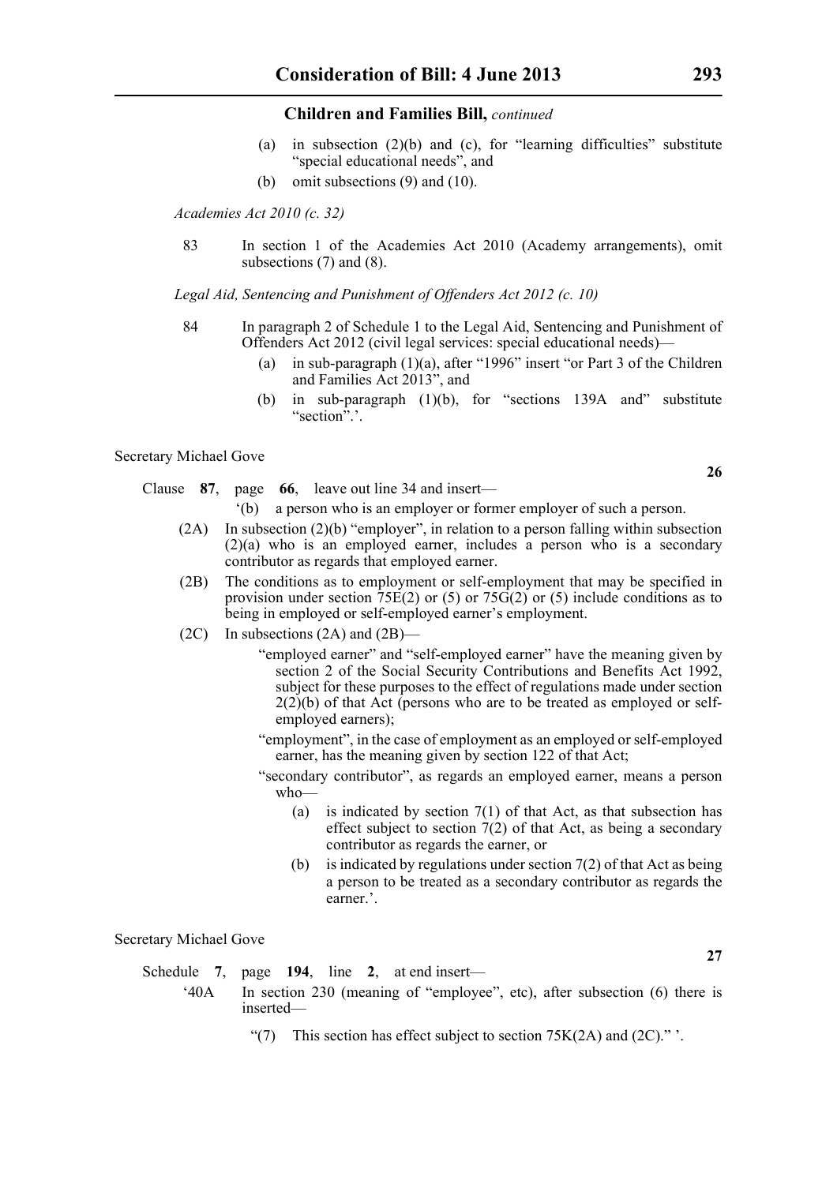(a) in subsection (2)(b) and (c), for "learning difficulties" substitute "special educational needs", and

(b) omit subsections (9) and (10).

*Academies Act 2010 (c. 32)*

83 In section 1 of the Academies Act 2010 (Academy arrangements), omit subsections (7) and (8).

*Legal Aid, Sentencing and Punishment of Offenders Act 2012 (c. 10)*

84 In paragraph 2 of Schedule 1 to the Legal Aid, Sentencing and Punishment of Offenders Act 2012 (civil legal services: special educational needs)—

(a) in sub-paragraph (1)(a), after "1996" insert "or Part 3 of the Children and Families Act 2013", and

(b) in sub-paragraph (1)(b), for "sections 139A and" substitute "section".'.

Secretary Michael Gove

**26**

Clause **87**, page **66**, leave out line 34 and insert—

'(b) a person who is an employer or former employer of such a person.

(2A) In subsection (2)(b) "employer", in relation to a person falling within subsection (2)(a) who is an employed earner, includes a person who is a secondary contributor as regards that employed earner.

(2B) The conditions as to employment or self-employment that may be specified in provision under section 75E(2) or (5) or 75G(2) or (5) include conditions as to being in employed or self-employed earner's employment.

(2C) In subsections (2A) and (2B)—

"employed earner" and "self-employed earner" have the meaning given by section 2 of the Social Security Contributions and Benefits Act 1992, subject for these purposes to the effect of regulations made under section 2(2)(b) of that Act (persons who are to be treated as employed or self-employed earners);

"employment", in the case of employment as an employed or self-employed earner, has the meaning given by section 122 of that Act;

"secondary contributor", as regards an employed earner, means a person who—

(a) is indicated by section 7(1) of that Act, as that subsection has effect subject to section 7(2) of that Act, as being a secondary contributor as regards the earner, or

(b) is indicated by regulations under section 7(2) of that Act as being a person to be treated as a secondary contributor as regards the earner.'.

Secretary Michael Gove

**27**

Schedule **7**, page **194**, line **2**, at end insert—

'40A In section 230 (meaning of "employee", etc), after subsection (6) there is inserted—

"(7) This section has effect subject to section 75K(2A) and (2C)." '.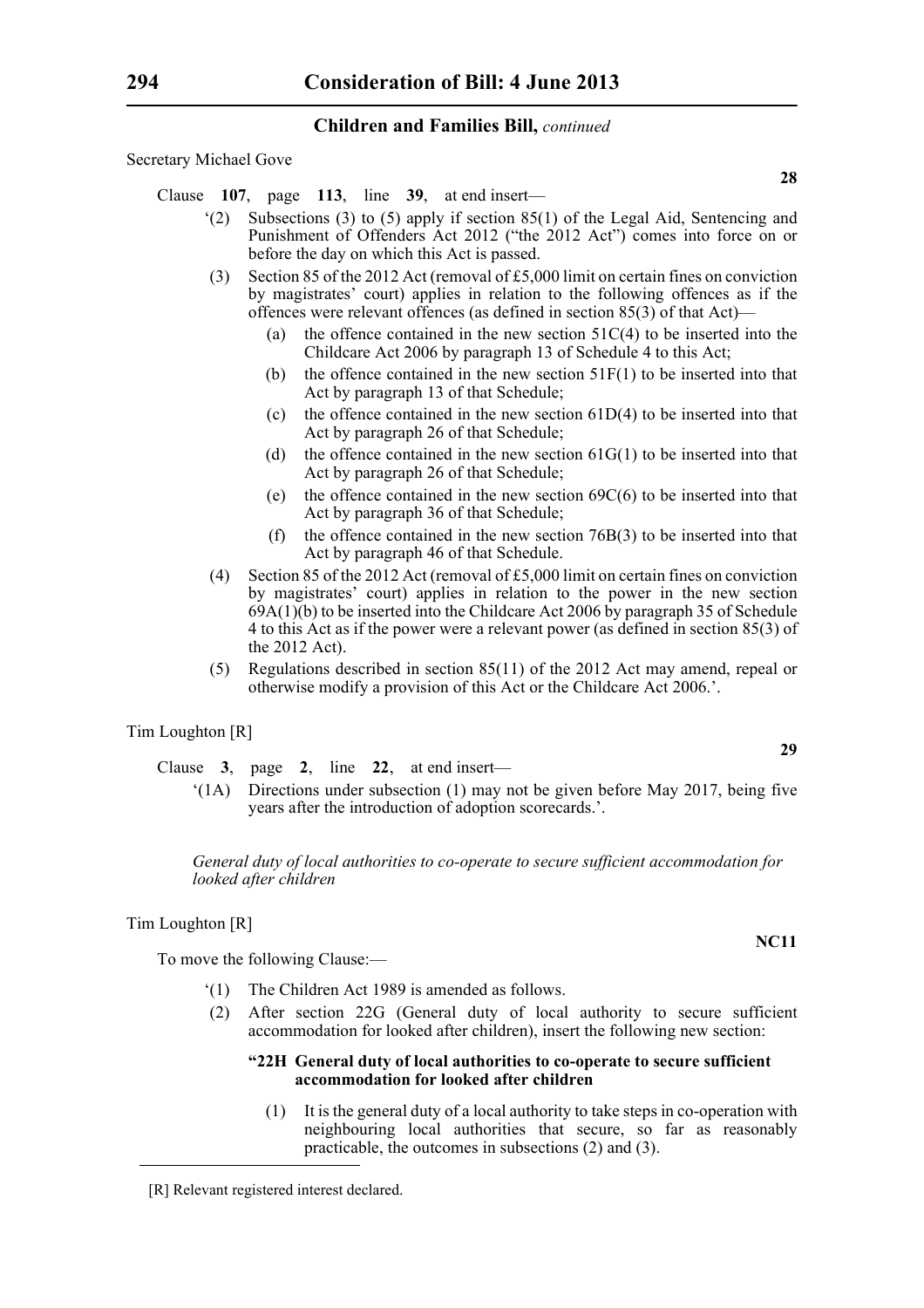Secretary Michael Gove

**28**

Clause **107**, page **113**, line **39**, at end insert—

'(2) Subsections (3) to (5) apply if section 85(1) of the Legal Aid, Sentencing and Punishment of Offenders Act 2012 ("the 2012 Act") comes into force on or before the day on which this Act is passed.

(3) Section 85 of the 2012 Act (removal of £5,000 limit on certain fines on conviction by magistrates' court) applies in relation to the following offences as if the offences were relevant offences (as defined in section 85(3) of that Act)—

   (a) the offence contained in the new section 51C(4) to be inserted into the Childcare Act 2006 by paragraph 13 of Schedule 4 to this Act;

   (b) the offence contained in the new section 51F(1) to be inserted into that Act by paragraph 13 of that Schedule;

   (c) the offence contained in the new section 61D(4) to be inserted into that Act by paragraph 26 of that Schedule;

   (d) the offence contained in the new section 61G(1) to be inserted into that Act by paragraph 26 of that Schedule;

   (e) the offence contained in the new section 69C(6) to be inserted into that Act by paragraph 36 of that Schedule;

   (f) the offence contained in the new section 76B(3) to be inserted into that Act by paragraph 46 of that Schedule.

(4) Section 85 of the 2012 Act (removal of £5,000 limit on certain fines on conviction by magistrates' court) applies in relation to the power in the new section 69A(1)(b) to be inserted into the Childcare Act 2006 by paragraph 35 of Schedule 4 to this Act as if the power were a relevant power (as defined in section 85(3) of the 2012 Act).

(5) Regulations described in section 85(11) of the 2012 Act may amend, repeal or otherwise modify a provision of this Act or the Childcare Act 2006.'.

Tim Loughton [R]

**29**

Clause **3**, page **2**, line **22**, at end insert—

'(1A) Directions under subsection (1) may not be given before May 2017, being five years after the introduction of adoption scorecards.'.

*General duty of local authorities to co-operate to secure sufficient accommodation for looked after children*

Tim Loughton [R]

**NC11**

To move the following Clause:—

'(1) The Children Act 1989 is amended as follows.

(2) After section 22G (General duty of local authority to secure sufficient accommodation for looked after children), insert the following new section:

**"22H General duty of local authorities to co-operate to secure sufficient accommodation for looked after children**

(1) It is the general duty of a local authority to take steps in co-operation with neighbouring local authorities that secure, so far as reasonably practicable, the outcomes in subsections (2) and (3).

[R] Relevant registered interest declared.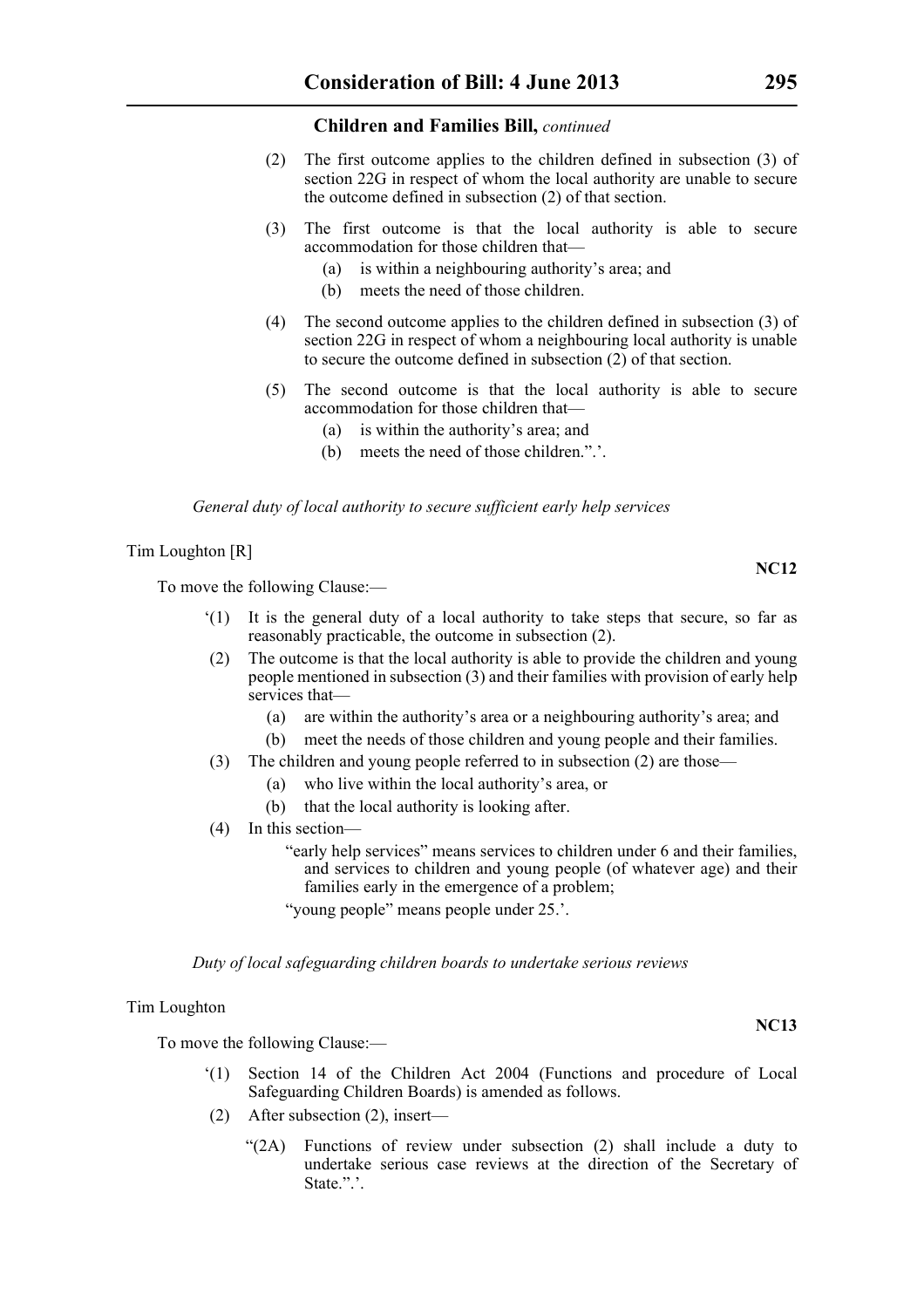(2) The first outcome applies to the children defined in subsection (3) of section 22G in respect of whom the local authority are unable to secure the outcome defined in subsection (2) of that section.

(3) The first outcome is that the local authority is able to secure accommodation for those children that—

(a) is within a neighbouring authority's area; and

(b) meets the need of those children.

(4) The second outcome applies to the children defined in subsection (3) of section 22G in respect of whom a neighbouring local authority is unable to secure the outcome defined in subsection (2) of that section.

(5) The second outcome is that the local authority is able to secure accommodation for those children that—

(a) is within the authority's area; and

(b) meets the need of those children.".'.

*General duty of local authority to secure sufficient early help services*

Tim Loughton [R]

**NC12**

To move the following Clause:—

'(1) It is the general duty of a local authority to take steps that secure, so far as reasonably practicable, the outcome in subsection (2).

(2) The outcome is that the local authority is able to provide the children and young people mentioned in subsection (3) and their families with provision of early help services that—

(a) are within the authority's area or a neighbouring authority's area; and

(b) meet the needs of those children and young people and their families.

(3) The children and young people referred to in subsection (2) are those—

(a) who live within the local authority's area, or

(b) that the local authority is looking after.

(4) In this section—

"early help services" means services to children under 6 and their families, and services to children and young people (of whatever age) and their families early in the emergence of a problem;

"young people" means people under 25.'.

*Duty of local safeguarding children boards to undertake serious reviews*

Tim Loughton

**NC13**

To move the following Clause:—

'(1) Section 14 of the Children Act 2004 (Functions and procedure of Local Safeguarding Children Boards) is amended as follows.

(2) After subsection (2), insert—

"(2A) Functions of review under subsection (2) shall include a duty to undertake serious case reviews at the direction of the Secretary of State.".'.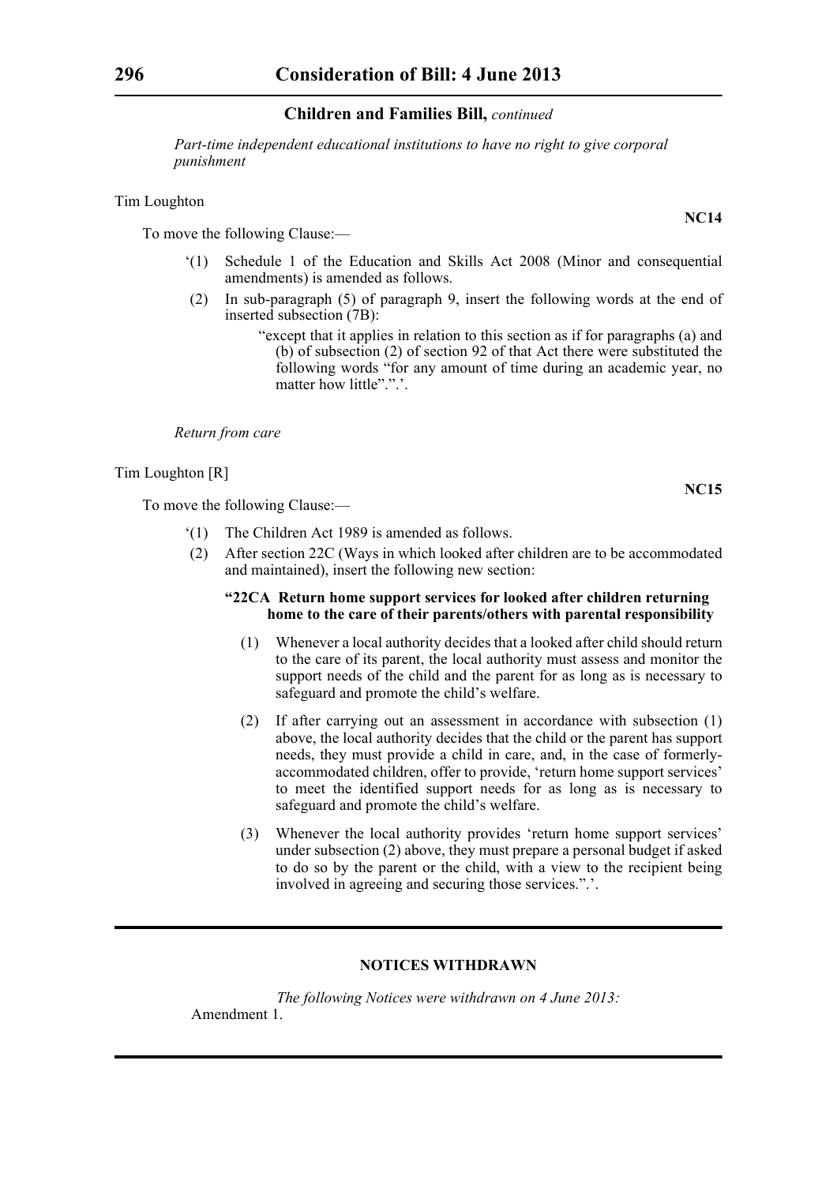## Children and Families Bill, *continued*

*Part-time independent educational institutions to have no right to give corporal punishment*

Tim Loughton

**NC14**

To move the following Clause:—

'(1) Schedule 1 of the Education and Skills Act 2008 (Minor and consequential amendments) is amended as follows.

(2) In sub-paragraph (5) of paragraph 9, insert the following words at the end of inserted subsection (7B):

"except that it applies in relation to this section as if for paragraphs (a) and (b) of subsection (2) of section 92 of that Act there were substituted the following words "for any amount of time during an academic year, no matter how little".".'.

*Return from care*

Tim Loughton [R]

**NC15**

To move the following Clause:—

'(1) The Children Act 1989 is amended as follows.

(2) After section 22C (Ways in which looked after children are to be accommodated and maintained), insert the following new section:

**"22CA Return home support services for looked after children returning home to the care of their parents/others with parental responsibility**

(1) Whenever a local authority decides that a looked after child should return to the care of its parent, the local authority must assess and monitor the support needs of the child and the parent for as long as is necessary to safeguard and promote the child's welfare.

(2) If after carrying out an assessment in accordance with subsection (1) above, the local authority decides that the child or the parent has support needs, they must provide a child in care, and, in the case of formerly-accommodated children, offer to provide, 'return home support services' to meet the identified support needs for as long as is necessary to safeguard and promote the child's welfare.

(3) Whenever the local authority provides 'return home support services' under subsection (2) above, they must prepare a personal budget if asked to do so by the parent or the child, with a view to the recipient being involved in agreeing and securing those services.".'.

---

### NOTICES WITHDRAWN

*The following Notices were withdrawn on 4 June 2013:*

Amendment 1.